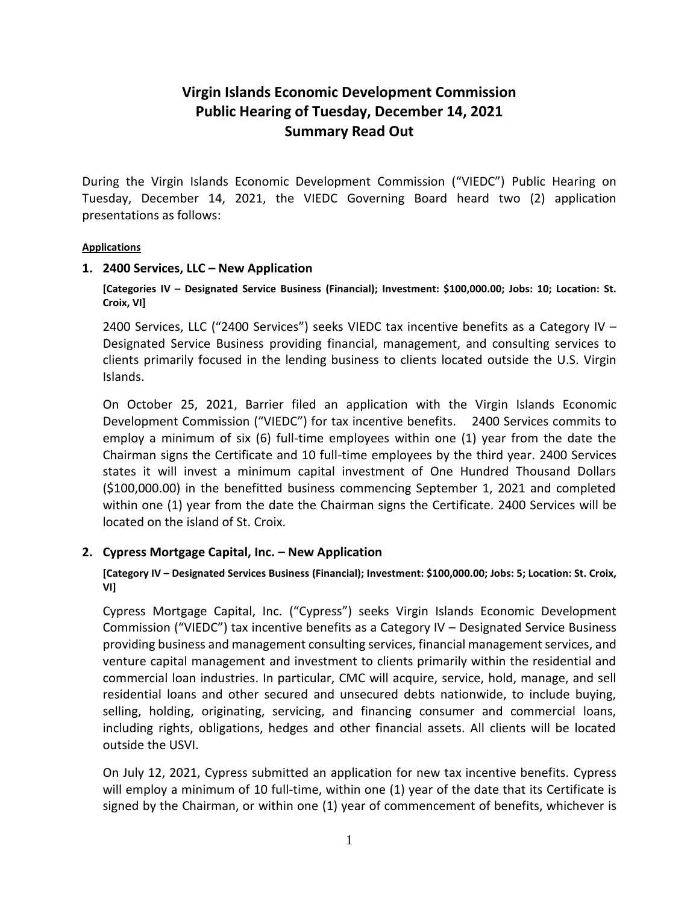# Virgin Islands Economic Development Commission
# Public Hearing of Tuesday, December 14, 2021
# Summary Read Out

During the Virgin Islands Economic Development Commission ("VIEDC") Public Hearing on Tuesday, December 14, 2021, the VIEDC Governing Board heard two (2) application presentations as follows:

**Applications**

### 1. 2400 Services, LLC – New Application

**[Categories IV – Designated Service Business (Financial); Investment: $100,000.00; Jobs: 10; Location: St. Croix, VI]**

2400 Services, LLC ("2400 Services") seeks VIEDC tax incentive benefits as a Category IV – Designated Service Business providing financial, management, and consulting services to clients primarily focused in the lending business to clients located outside the U.S. Virgin Islands.

On October 25, 2021, Barrier filed an application with the Virgin Islands Economic Development Commission ("VIEDC") for tax incentive benefits. 2400 Services commits to employ a minimum of six (6) full-time employees within one (1) year from the date the Chairman signs the Certificate and 10 full-time employees by the third year. 2400 Services states it will invest a minimum capital investment of One Hundred Thousand Dollars ($100,000.00) in the benefitted business commencing September 1, 2021 and completed within one (1) year from the date the Chairman signs the Certificate. 2400 Services will be located on the island of St. Croix.

### 2. Cypress Mortgage Capital, Inc. – New Application

**[Category IV – Designated Services Business (Financial); Investment: $100,000.00; Jobs: 5; Location: St. Croix, VI]**

Cypress Mortgage Capital, Inc. ("Cypress") seeks Virgin Islands Economic Development Commission ("VIEDC") tax incentive benefits as a Category IV – Designated Service Business providing business and management consulting services, financial management services, and venture capital management and investment to clients primarily within the residential and commercial loan industries. In particular, CMC will acquire, service, hold, manage, and sell residential loans and other secured and unsecured debts nationwide, to include buying, selling, holding, originating, servicing, and financing consumer and commercial loans, including rights, obligations, hedges and other financial assets. All clients will be located outside the USVI.

On July 12, 2021, Cypress submitted an application for new tax incentive benefits. Cypress will employ a minimum of 10 full-time, within one (1) year of the date that its Certificate is signed by the Chairman, or within one (1) year of commencement of benefits, whichever is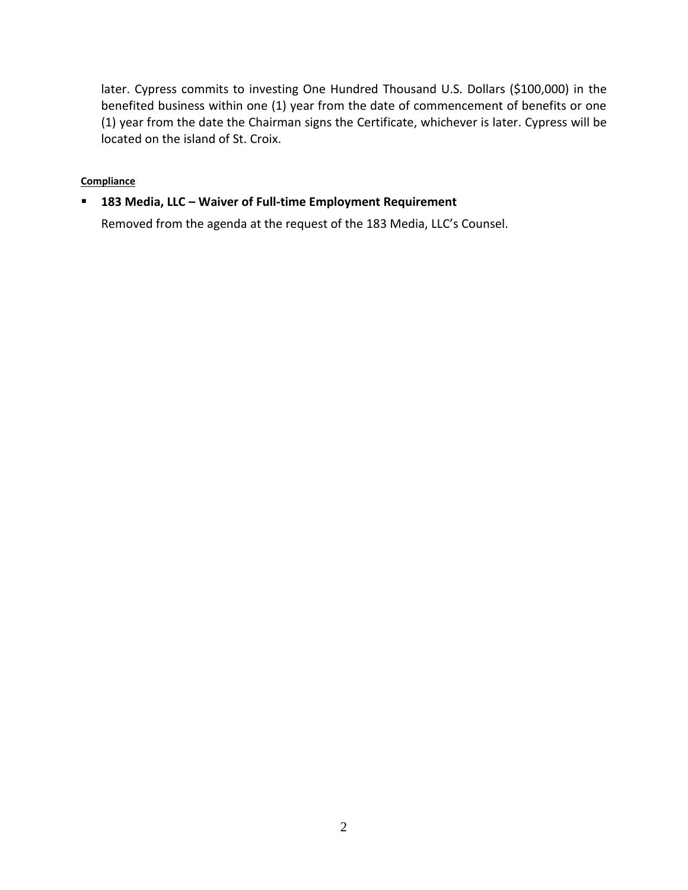later. Cypress commits to investing One Hundred Thousand U.S. Dollars ($100,000) in the benefited business within one (1) year from the date of commencement of benefits or one (1) year from the date the Chairman signs the Certificate, whichever is later. Cypress will be located on the island of St. Croix.

**Compliance**

- **183 Media, LLC – Waiver of Full-time Employment Requirement**

  Removed from the agenda at the request of the 183 Media, LLC's Counsel.